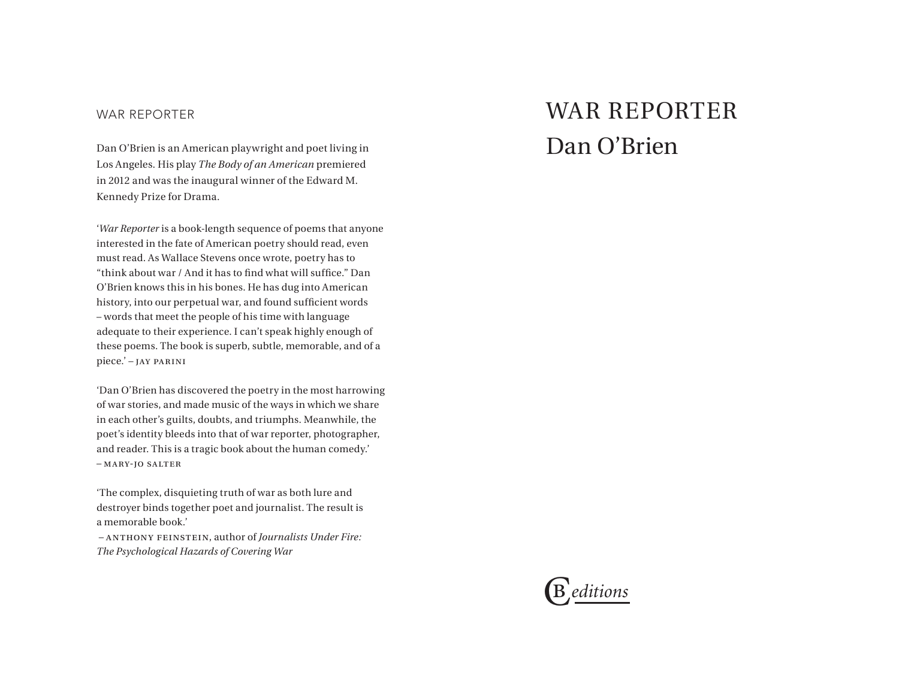WAR REPORTER

Dan O'Brien is an American playwright and poet living in Los Angeles. His play *The Body of an American* premiered in 2012 and was the inaugural winner of the Edward M. Kennedy Prize for Drama.

'*War Reporter* is a book-length sequence of poems that anyone interested in the fate of American poetry should read, even must read. As Wallace Stevens once wrote, poetry has to "think about war / And it has to find what will suffice." Dan O'Brien knows this in his bones. He has dug into American history, into our perpetual war, and found sufficient words – words that meet the people of his time with language adequate to their experience. I can't speak highly enough of these poems. The book is superb, subtle, memorable, and of a piece.' – JAY PARINI

'Dan O'Brien has discovered the poetry in the most harrowing of war stories, and made music of the ways in which we share in each other's guilts, doubts, and triumphs. Meanwhile, the poet's identity bleeds into that of war reporter, photographer, and reader. This is a tragic book about the human comedy.' – MARY-JO SALTER

'The complex, disquieting truth of war as both lure and destroyer binds together poet and journalist. The result is a memorable book.'
– ANTHONY FEINSTEIN, author of *Journalists Under Fire: The Psychological Hazards of Covering War*

# WAR REPORTER

## Dan O'Brien

CB *editions*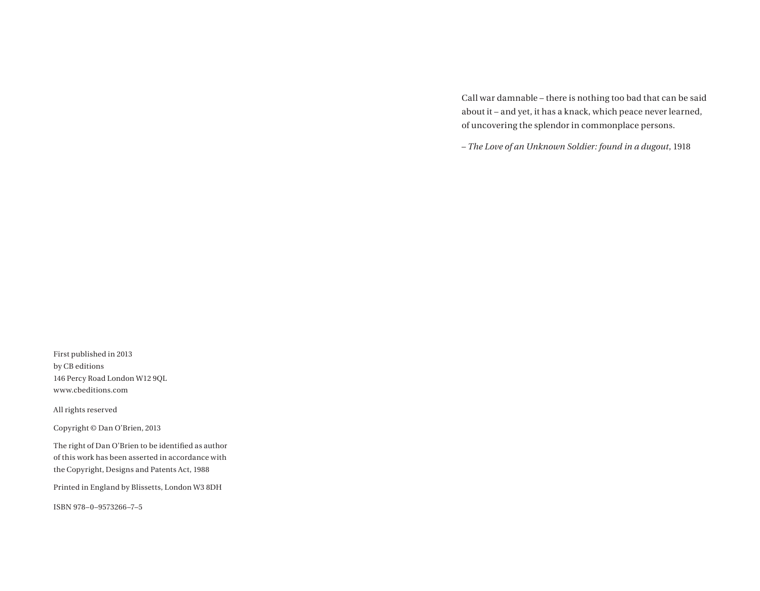First published in 2013
by CB editions
146 Percy Road London W12 9QL
www.cbeditions.com

All rights reserved

Copyright © Dan O'Brien, 2013

The right of Dan O'Brien to be identified as author of this work has been asserted in accordance with the Copyright, Designs and Patents Act, 1988

Printed in England by Blissetts, London W3 8DH

ISBN 978–0–9573266–7–5

Call war damnable – there is nothing too bad that can be said about it – and yet, it has a knack, which peace never learned, of uncovering the splendor in commonplace persons.

– *The Love of an Unknown Soldier: found in a dugout*, 1918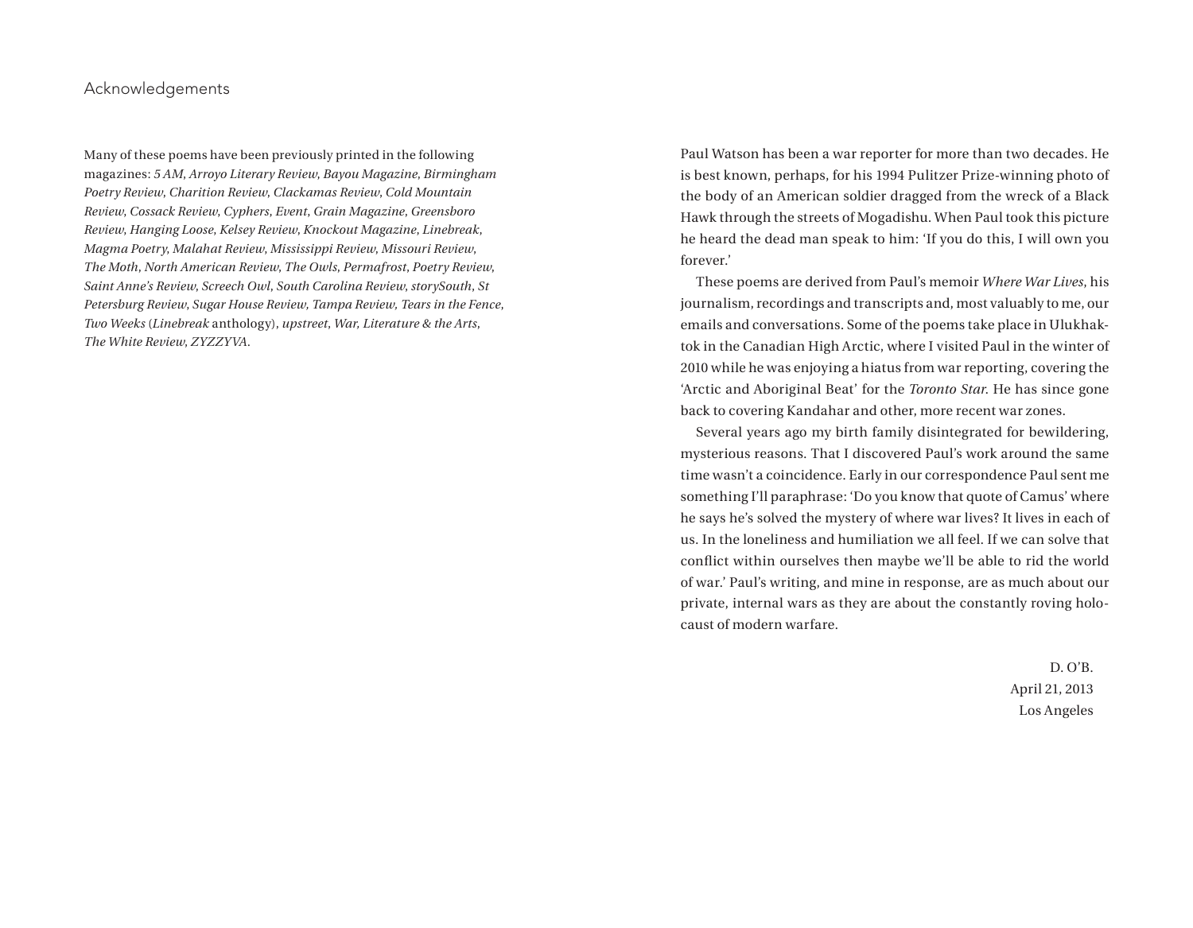# Acknowledgements

Many of these poems have been previously printed in the following magazines: *5 AM*, *Arroyo Literary Review*, *Bayou Magazine*, *Birmingham Poetry Review*, *Charition Review*, *Clackamas Review*, *Cold Mountain Review*, *Cossack Review*, *Cyphers*, *Event*, *Grain Magazine*, *Greensboro Review*, *Hanging Loose*, *Kelsey Review*, *Knockout Magazine*, *Linebreak*, *Magma Poetry*, *Malahat Review*, *Mississippi Review*, *Missouri Review*, *The Moth*, *North American Review*, *The Owls*, *Permafrost*, *Poetry Review*, *Saint Anne's Review*, *Screech Owl*, *South Carolina Review*, *storySouth*, *St Petersburg Review*, *Sugar House Review*, *Tampa Review*, *Tears in the Fence*, *Two Weeks* (*Linebreak* anthology), *upstreet*, *War, Literature & the Arts*, *The White Review*, *ZYZZYVA*.

Paul Watson has been a war reporter for more than two decades. He is best known, perhaps, for his 1994 Pulitzer Prize-winning photo of the body of an American soldier dragged from the wreck of a Black Hawk through the streets of Mogadishu. When Paul took this picture he heard the dead man speak to him: 'If you do this, I will own you forever.'

These poems are derived from Paul's memoir *Where War Lives*, his journalism, recordings and transcripts and, most valuably to me, our emails and conversations. Some of the poems take place in Ulukhaktok in the Canadian High Arctic, where I visited Paul in the winter of 2010 while he was enjoying a hiatus from war reporting, covering the 'Arctic and Aboriginal Beat' for the *Toronto Star*. He has since gone back to covering Kandahar and other, more recent war zones.

Several years ago my birth family disintegrated for bewildering, mysterious reasons. That I discovered Paul's work around the same time wasn't a coincidence. Early in our correspondence Paul sent me something I'll paraphrase: 'Do you know that quote of Camus' where he says he's solved the mystery of where war lives? It lives in each of us. In the loneliness and humiliation we all feel. If we can solve that conflict within ourselves then maybe we'll be able to rid the world of war.' Paul's writing, and mine in response, are as much about our private, internal wars as they are about the constantly roving holocaust of modern warfare.

D. O'B.
April 21, 2013
Los Angeles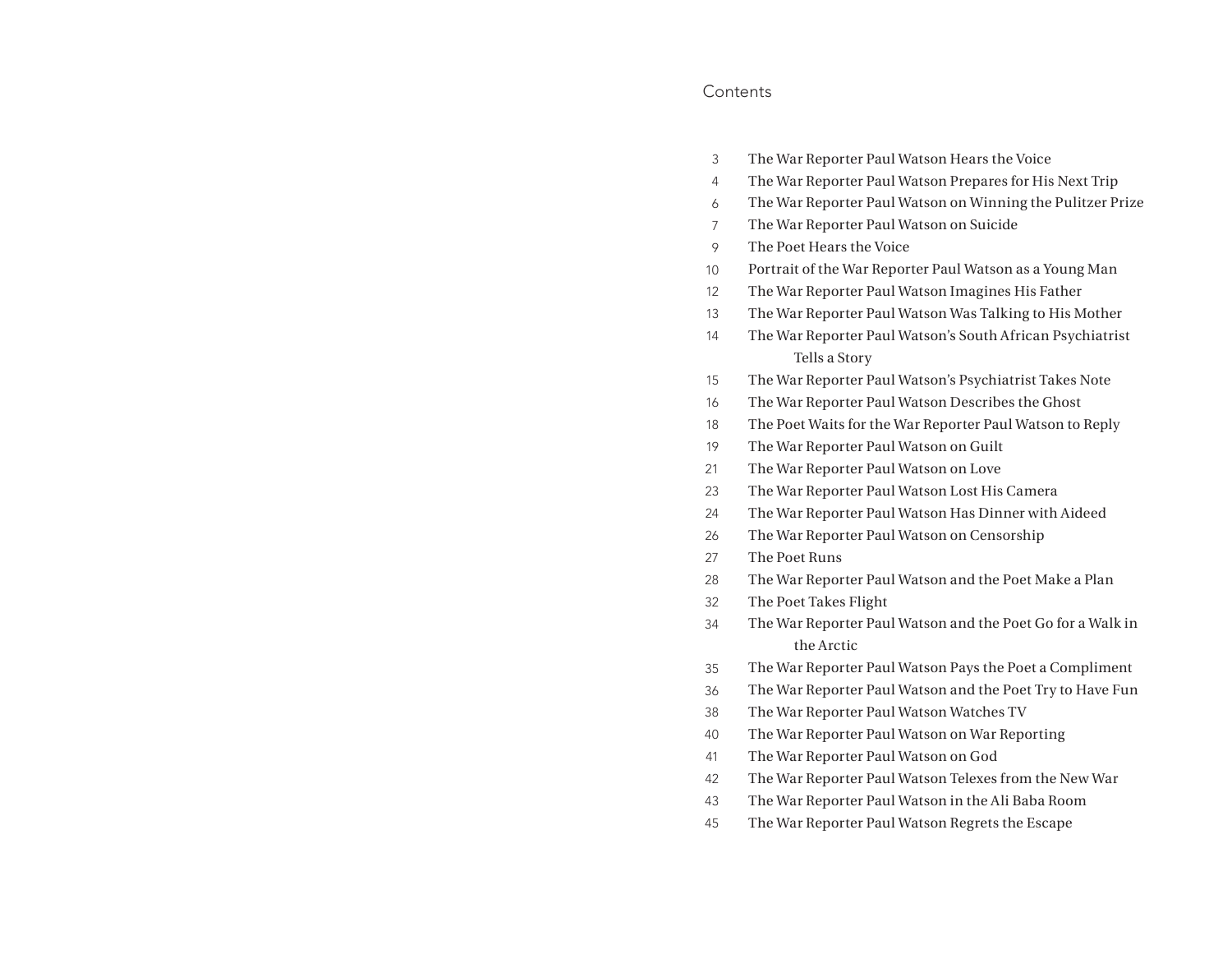# Contents

| | |
|---|---|
| 3 | The War Reporter Paul Watson Hears the Voice |
| 4 | The War Reporter Paul Watson Prepares for His Next Trip |
| 6 | The War Reporter Paul Watson on Winning the Pulitzer Prize |
| 7 | The War Reporter Paul Watson on Suicide |
| 9 | The Poet Hears the Voice |
| 10 | Portrait of the War Reporter Paul Watson as a Young Man |
| 12 | The War Reporter Paul Watson Imagines His Father |
| 13 | The War Reporter Paul Watson Was Talking to His Mother |
| 14 | The War Reporter Paul Watson's South African Psychiatrist Tells a Story |
| 15 | The War Reporter Paul Watson's Psychiatrist Takes Note |
| 16 | The War Reporter Paul Watson Describes the Ghost |
| 18 | The Poet Waits for the War Reporter Paul Watson to Reply |
| 19 | The War Reporter Paul Watson on Guilt |
| 21 | The War Reporter Paul Watson on Love |
| 23 | The War Reporter Paul Watson Lost His Camera |
| 24 | The War Reporter Paul Watson Has Dinner with Aideed |
| 26 | The War Reporter Paul Watson on Censorship |
| 27 | The Poet Runs |
| 28 | The War Reporter Paul Watson and the Poet Make a Plan |
| 32 | The Poet Takes Flight |
| 34 | The War Reporter Paul Watson and the Poet Go for a Walk in the Arctic |
| 35 | The War Reporter Paul Watson Pays the Poet a Compliment |
| 36 | The War Reporter Paul Watson and the Poet Try to Have Fun |
| 38 | The War Reporter Paul Watson Watches TV |
| 40 | The War Reporter Paul Watson on War Reporting |
| 41 | The War Reporter Paul Watson on God |
| 42 | The War Reporter Paul Watson Telexes from the New War |
| 43 | The War Reporter Paul Watson in the Ali Baba Room |
| 45 | The War Reporter Paul Watson Regrets the Escape |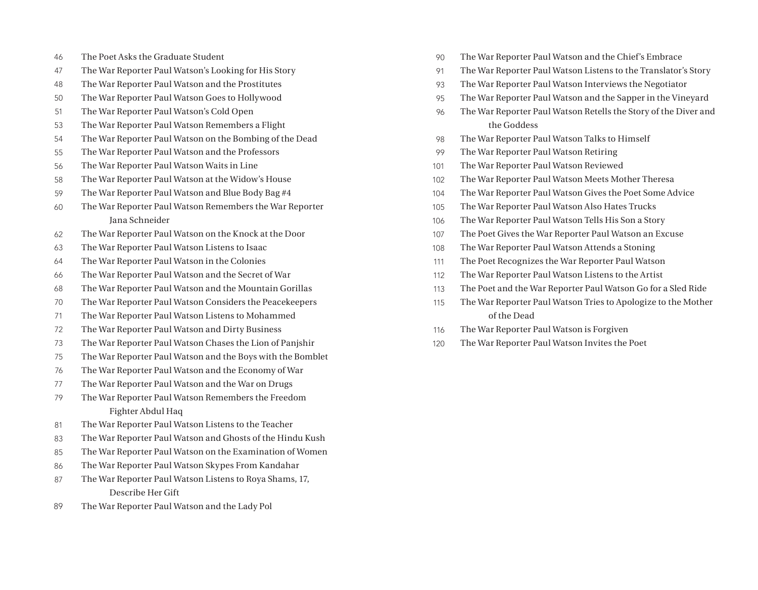46 The Poet Asks the Graduate Student
47 The War Reporter Paul Watson's Looking for His Story
48 The War Reporter Paul Watson and the Prostitutes
50 The War Reporter Paul Watson Goes to Hollywood
51 The War Reporter Paul Watson's Cold Open
53 The War Reporter Paul Watson Remembers a Flight
54 The War Reporter Paul Watson on the Bombing of the Dead
55 The War Reporter Paul Watson and the Professors
56 The War Reporter Paul Watson Waits in Line
58 The War Reporter Paul Watson at the Widow's House
59 The War Reporter Paul Watson and Blue Body Bag #4
60 The War Reporter Paul Watson Remembers the War Reporter Jana Schneider
62 The War Reporter Paul Watson on the Knock at the Door
63 The War Reporter Paul Watson Listens to Isaac
64 The War Reporter Paul Watson in the Colonies
66 The War Reporter Paul Watson and the Secret of War
68 The War Reporter Paul Watson and the Mountain Gorillas
70 The War Reporter Paul Watson Considers the Peacekeepers
71 The War Reporter Paul Watson Listens to Mohammed
72 The War Reporter Paul Watson and Dirty Business
73 The War Reporter Paul Watson Chases the Lion of Panjshir
75 The War Reporter Paul Watson and the Boys with the Bomblet
76 The War Reporter Paul Watson and the Economy of War
77 The War Reporter Paul Watson and the War on Drugs
79 The War Reporter Paul Watson Remembers the Freedom Fighter Abdul Haq
81 The War Reporter Paul Watson Listens to the Teacher
83 The War Reporter Paul Watson and Ghosts of the Hindu Kush
85 The War Reporter Paul Watson on the Examination of Women
86 The War Reporter Paul Watson Skypes From Kandahar
87 The War Reporter Paul Watson Listens to Roya Shams, 17, Describe Her Gift
89 The War Reporter Paul Watson and the Lady Pol
90 The War Reporter Paul Watson and the Chief's Embrace
91 The War Reporter Paul Watson Listens to the Translator's Story
93 The War Reporter Paul Watson Interviews the Negotiator
95 The War Reporter Paul Watson and the Sapper in the Vineyard
96 The War Reporter Paul Watson Retells the Story of the Diver and the Goddess
98 The War Reporter Paul Watson Talks to Himself
99 The War Reporter Paul Watson Retiring
101 The War Reporter Paul Watson Reviewed
102 The War Reporter Paul Watson Meets Mother Theresa
104 The War Reporter Paul Watson Gives the Poet Some Advice
105 The War Reporter Paul Watson Also Hates Trucks
106 The War Reporter Paul Watson Tells His Son a Story
107 The Poet Gives the War Reporter Paul Watson an Excuse
108 The War Reporter Paul Watson Attends a Stoning
111 The Poet Recognizes the War Reporter Paul Watson
112 The War Reporter Paul Watson Listens to the Artist
113 The Poet and the War Reporter Paul Watson Go for a Sled Ride
115 The War Reporter Paul Watson Tries to Apologize to the Mother of the Dead
116 The War Reporter Paul Watson is Forgiven
120 The War Reporter Paul Watson Invites the Poet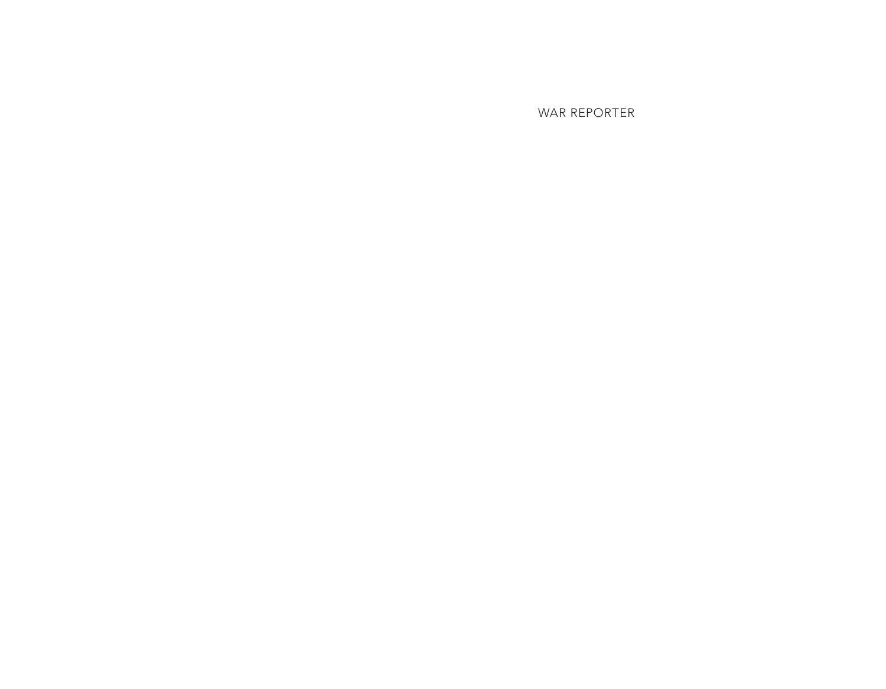WAR REPORTER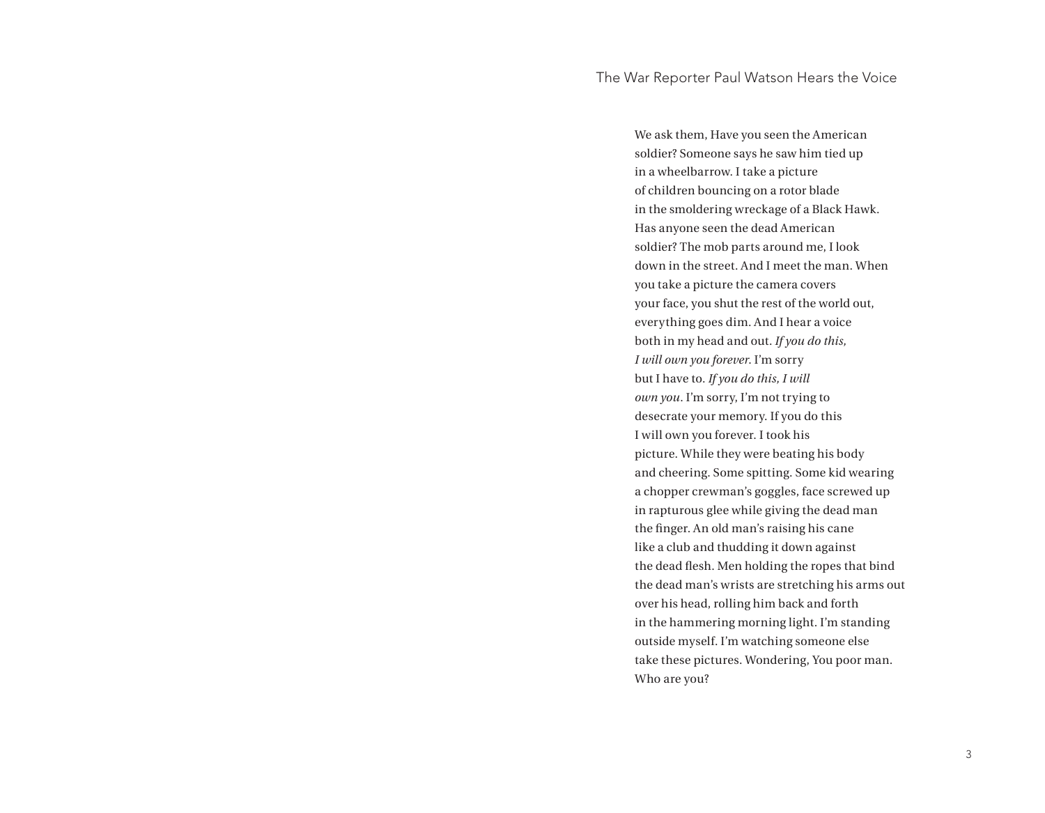## The War Reporter Paul Watson Hears the Voice

We ask them, Have you seen the American  
soldier? Someone says he saw him tied up  
in a wheelbarrow. I take a picture  
of children bouncing on a rotor blade  
in the smoldering wreckage of a Black Hawk.  
Has anyone seen the dead American  
soldier? The mob parts around me, I look  
down in the street. And I meet the man. When  
you take a picture the camera covers  
your face, you shut the rest of the world out,  
everything goes dim. And I hear a voice  
both in my head and out. *If you do this,*  
*I will own you forever*. I'm sorry  
but I have to. *If you do this, I will*  
*own you*. I'm sorry, I'm not trying to  
desecrate your memory. If you do this  
I will own you forever. I took his  
picture. While they were beating his body  
and cheering. Some spitting. Some kid wearing  
a chopper crewman's goggles, face screwed up  
in rapturous glee while giving the dead man  
the finger. An old man's raising his cane  
like a club and thudding it down against  
the dead flesh. Men holding the ropes that bind  
the dead man's wrists are stretching his arms out  
over his head, rolling him back and forth  
in the hammering morning light. I'm standing  
outside myself. I'm watching someone else  
take these pictures. Wondering, You poor man.  
Who are you?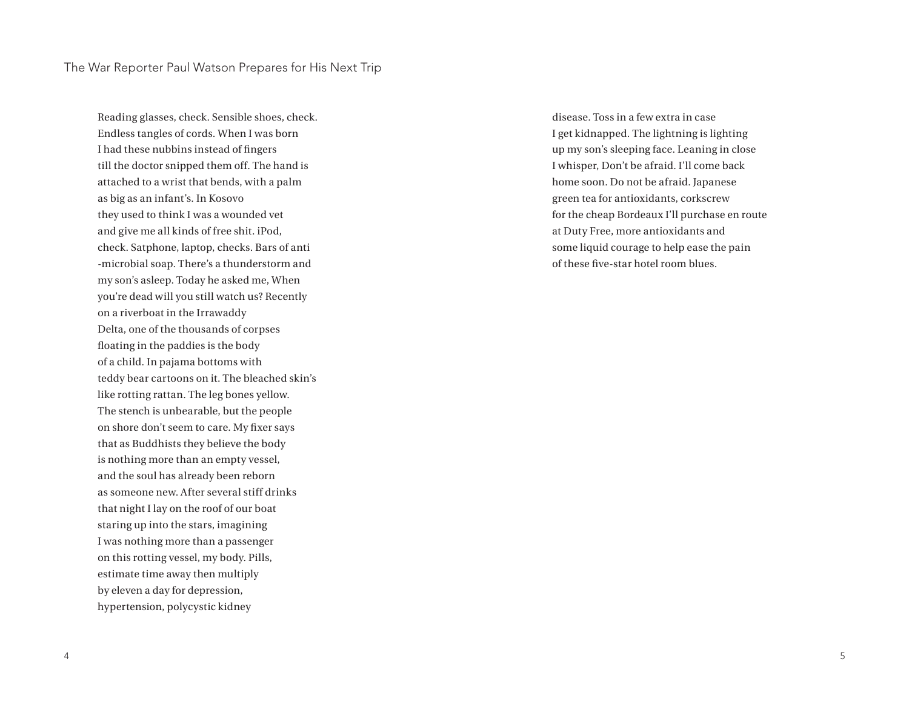# The War Reporter Paul Watson Prepares for His Next Trip

Reading glasses, check. Sensible shoes, check.
Endless tangles of cords. When I was born
I had these nubbins instead of fingers
till the doctor snipped them off. The hand is
attached to a wrist that bends, with a palm
as big as an infant's. In Kosovo
they used to think I was a wounded vet
and give me all kinds of free shit. iPod,
check. Satphone, laptop, checks. Bars of anti
-microbial soap. There's a thunderstorm and
my son's asleep. Today he asked me, When
you're dead will you still watch us? Recently
on a riverboat in the Irrawaddy
Delta, one of the thousands of corpses
floating in the paddies is the body
of a child. In pajama bottoms with
teddy bear cartoons on it. The bleached skin's
like rotting rattan. The leg bones yellow.
The stench is unbearable, but the people
on shore don't seem to care. My fixer says
that as Buddhists they believe the body
is nothing more than an empty vessel,
and the soul has already been reborn
as someone new. After several stiff drinks
that night I lay on the roof of our boat
staring up into the stars, imagining
I was nothing more than a passenger
on this rotting vessel, my body. Pills,
estimate time away then multiply
by eleven a day for depression,
hypertension, polycystic kidney
disease. Toss in a few extra in case
I get kidnapped. The lightning is lighting
up my son's sleeping face. Leaning in close
I whisper, Don't be afraid. I'll come back
home soon. Do not be afraid. Japanese
green tea for antioxidants, corkscrew
for the cheap Bordeaux I'll purchase en route
at Duty Free, more antioxidants and
some liquid courage to help ease the pain
of these five-star hotel room blues.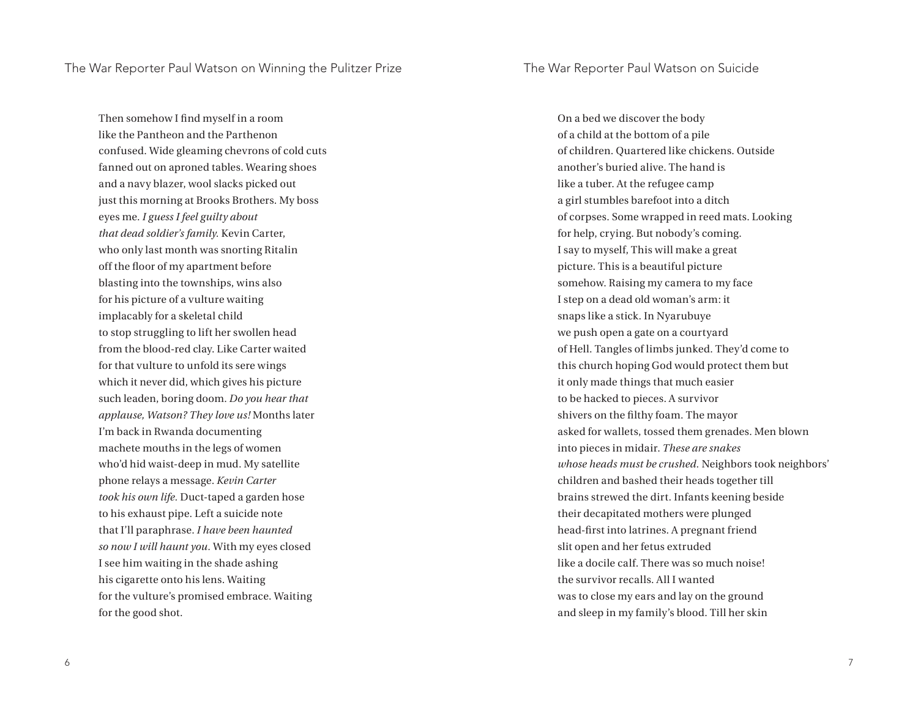## The War Reporter Paul Watson on Winning the Pulitzer Prize

Then somehow I find myself in a room
like the Pantheon and the Parthenon
confused. Wide gleaming chevrons of cold cuts
fanned out on aproned tables. Wearing shoes
and a navy blazer, wool slacks picked out
just this morning at Brooks Brothers. My boss
eyes me. *I guess I feel guilty about
that dead soldier's family.* Kevin Carter,
who only last month was snorting Ritalin
off the floor of my apartment before
blasting into the townships, wins also
for his picture of a vulture waiting
implacably for a skeletal child
to stop struggling to lift her swollen head
from the blood-red clay. Like Carter waited
for that vulture to unfold its sere wings
which it never did, which gives his picture
such leaden, boring doom. *Do you hear that
applause, Watson? They love us!* Months later
I'm back in Rwanda documenting
machete mouths in the legs of women
who'd hid waist-deep in mud. My satellite
phone relays a message. *Kevin Carter
took his own life.* Duct-taped a garden hose
to his exhaust pipe. Left a suicide note
that I'll paraphrase. *I have been haunted
so now I will haunt you.* With my eyes closed
I see him waiting in the shade ashing
his cigarette onto his lens. Waiting
for the vulture's promised embrace. Waiting
for the good shot.

## The War Reporter Paul Watson on Suicide

On a bed we discover the body
of a child at the bottom of a pile
of children. Quartered like chickens. Outside
another's buried alive. The hand is
like a tuber. At the refugee camp
a girl stumbles barefoot into a ditch
of corpses. Some wrapped in reed mats. Looking
for help, crying. But nobody's coming.
I say to myself, This will make a great
picture. This is a beautiful picture
somehow. Raising my camera to my face
I step on a dead old woman's arm: it
snaps like a stick. In Nyarubuye
we push open a gate on a courtyard
of Hell. Tangles of limbs junked. They'd come to
this church hoping God would protect them but
it only made things that much easier
to be hacked to pieces. A survivor
shivers on the filthy foam. The mayor
asked for wallets, tossed them grenades. Men blown
into pieces in midair. *These are snakes
whose heads must be crushed.* Neighbors took neighbors'
children and bashed their heads together till
brains strewed the dirt. Infants keening beside
their decapitated mothers were plunged
head-first into latrines. A pregnant friend
slit open and her fetus extruded
like a docile calf. There was so much noise!
the survivor recalls. All I wanted
was to close my ears and lay on the ground
and sleep in my family's blood. Till her skin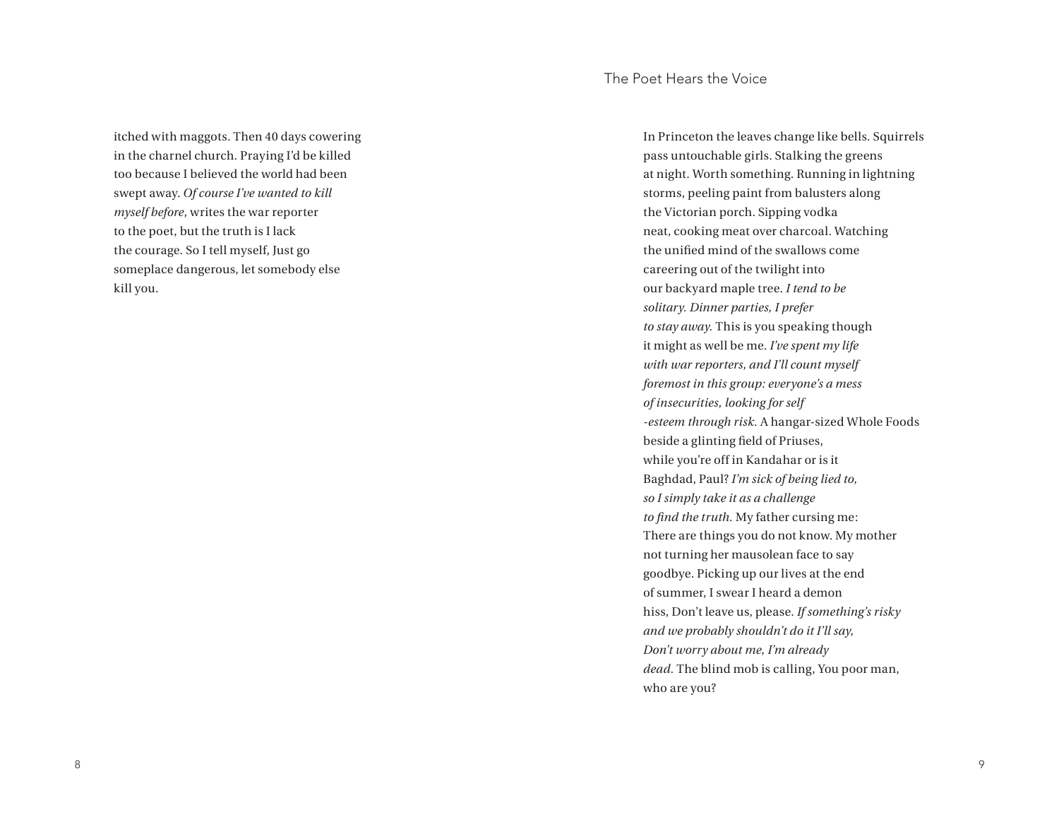itched with maggots. Then 40 days cowering
in the charnel church. Praying I'd be killed
too because I believed the world had been
swept away. *Of course I've wanted to kill*
*myself before*, writes the war reporter
to the poet, but the truth is I lack
the courage. So I tell myself, Just go
someplace dangerous, let somebody else
kill you.

## The Poet Hears the Voice

In Princeton the leaves change like bells. Squirrels
pass untouchable girls. Stalking the greens
at night. Worth something. Running in lightning
storms, peeling paint from balusters along
the Victorian porch. Sipping vodka
neat, cooking meat over charcoal. Watching
the unified mind of the swallows come
careering out of the twilight into
our backyard maple tree. *I tend to be*
*solitary. Dinner parties, I prefer*
*to stay away.* This is you speaking though
it might as well be me. *I've spent my life*
*with war reporters, and I'll count myself*
*foremost in this group: everyone's a mess*
*of insecurities, looking for self*
*-esteem through risk.* A hangar-sized Whole Foods
beside a glinting field of Priuses,
while you're off in Kandahar or is it
Baghdad, Paul? *I'm sick of being lied to,*
*so I simply take it as a challenge*
*to find the truth.* My father cursing me:
There are things you do not know. My mother
not turning her mausolean face to say
goodbye. Picking up our lives at the end
of summer, I swear I heard a demon
hiss, Don't leave us, please. *If something's risky*
*and we probably shouldn't do it I'll say,*
*Don't worry about me, I'm already*
*dead.* The blind mob is calling, You poor man,
who are you?